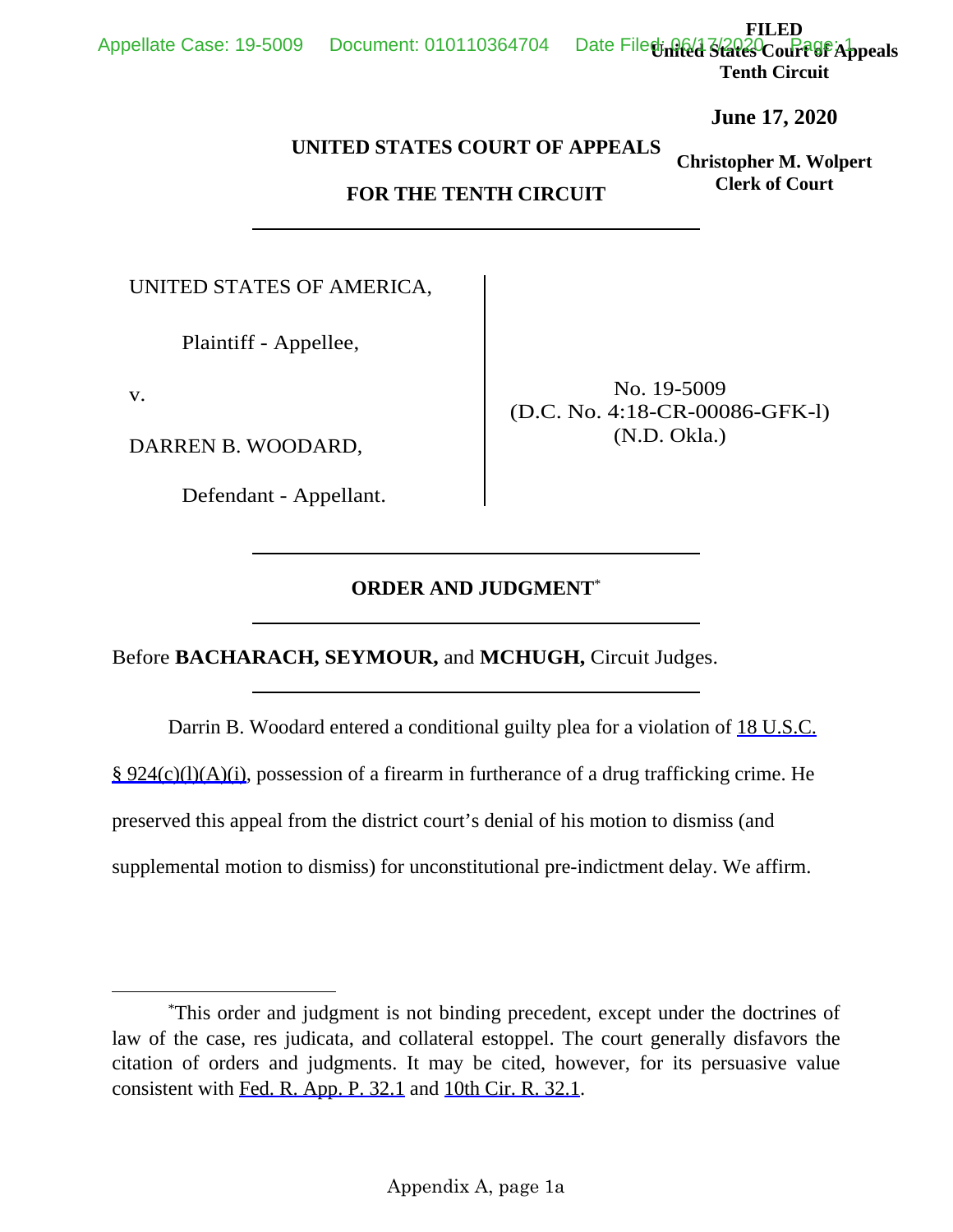FILED
United States Court of Appeals
Tenth Circuit

**June 17, 2020**

**Christopher M. Wolpert**
**Clerk of Court**

**UNITED STATES COURT OF APPEALS**

**FOR THE TENTH CIRCUIT**

UNITED STATES OF AMERICA,

Plaintiff - Appellee,

v.

DARREN B. WOODARD,

Defendant - Appellant.

No. 19-5009
(D.C. No. 4:18-CR-00086-GFK-l)
(N.D. Okla.)

**ORDER AND JUDGMENT***

Before **BACHARACH, SEYMOUR,** and **MCHUGH,** Circuit Judges.

Darrin B. Woodard entered a conditional guilty plea for a violation of 18 U.S.C. § 924(c)(l)(A)(i), possession of a firearm in furtherance of a drug trafficking crime. He preserved this appeal from the district court's denial of his motion to dismiss (and supplemental motion to dismiss) for unconstitutional pre-indictment delay. We affirm.

*This order and judgment is not binding precedent, except under the doctrines of law of the case, res judicata, and collateral estoppel. The court generally disfavors the citation of orders and judgments. It may be cited, however, for its persuasive value consistent with Fed. R. App. P. 32.1 and 10th Cir. R. 32.1.

Appendix A, page 1a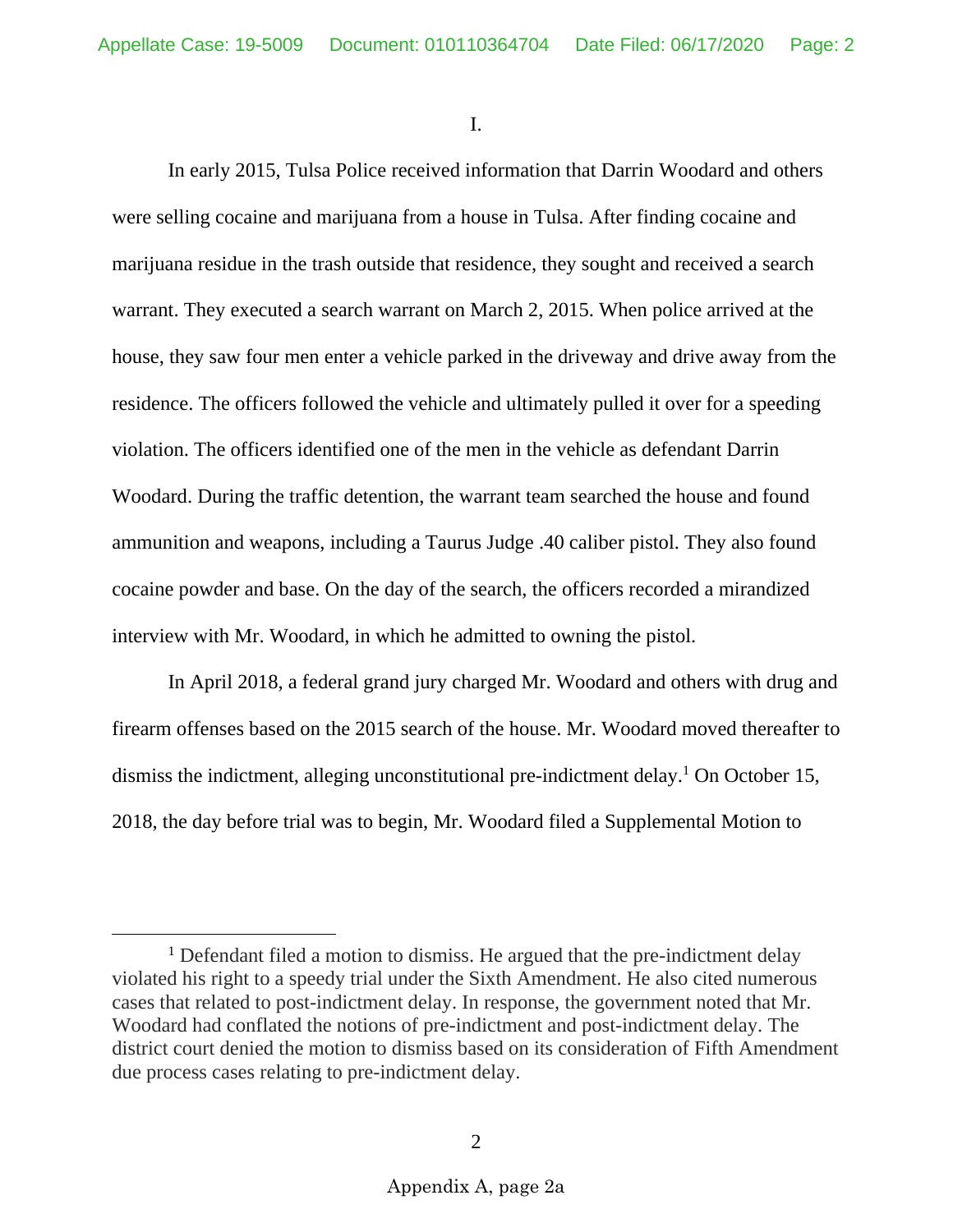I.

In early 2015, Tulsa Police received information that Darrin Woodard and others were selling cocaine and marijuana from a house in Tulsa. After finding cocaine and marijuana residue in the trash outside that residence, they sought and received a search warrant. They executed a search warrant on March 2, 2015. When police arrived at the house, they saw four men enter a vehicle parked in the driveway and drive away from the residence. The officers followed the vehicle and ultimately pulled it over for a speeding violation. The officers identified one of the men in the vehicle as defendant Darrin Woodard. During the traffic detention, the warrant team searched the house and found ammunition and weapons, including a Taurus Judge .40 caliber pistol. They also found cocaine powder and base. On the day of the search, the officers recorded a mirandized interview with Mr. Woodard, in which he admitted to owning the pistol.

In April 2018, a federal grand jury charged Mr. Woodard and others with drug and firearm offenses based on the 2015 search of the house. Mr. Woodard moved thereafter to dismiss the indictment, alleging unconstitutional pre-indictment delay.[1] On October 15, 2018, the day before trial was to begin, Mr. Woodard filed a Supplemental Motion to

---

[1] Defendant filed a motion to dismiss. He argued that the pre-indictment delay violated his right to a speedy trial under the Sixth Amendment. He also cited numerous cases that related to post-indictment delay. In response, the government noted that Mr. Woodard had conflated the notions of pre-indictment and post-indictment delay. The district court denied the motion to dismiss based on its consideration of Fifth Amendment due process cases relating to pre-indictment delay.

Appendix A, page 2a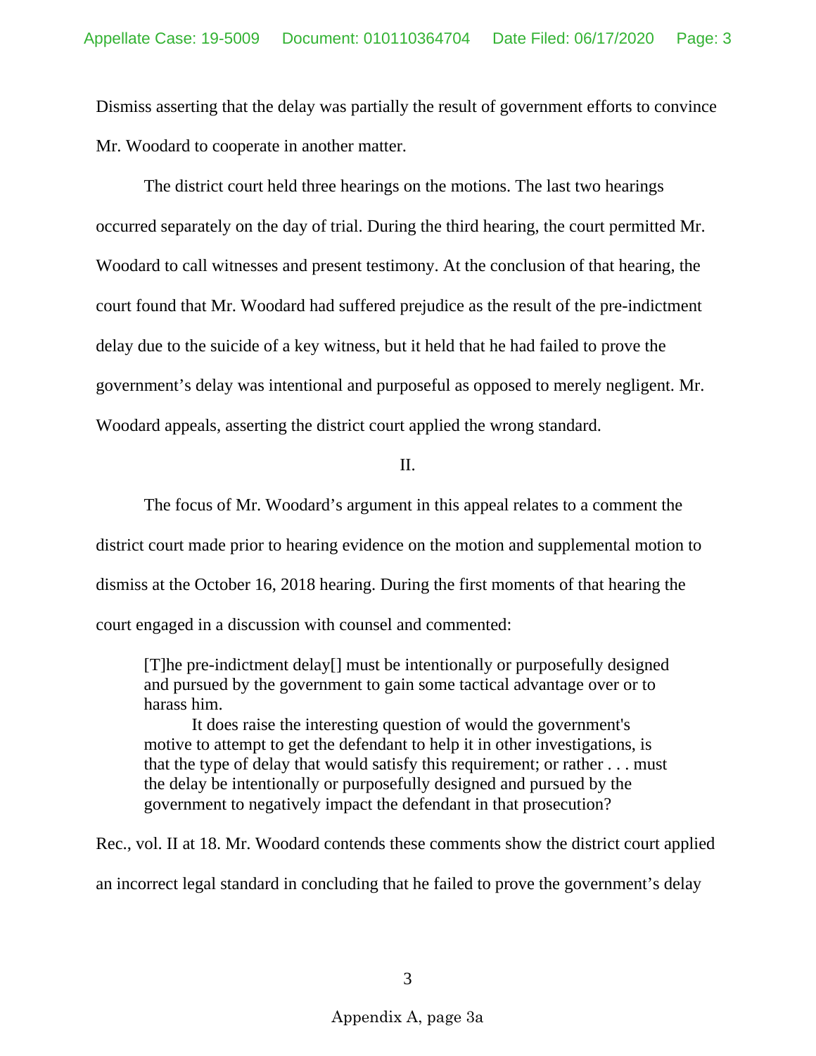Dismiss asserting that the delay was partially the result of government efforts to convince Mr. Woodard to cooperate in another matter.

The district court held three hearings on the motions. The last two hearings occurred separately on the day of trial. During the third hearing, the court permitted Mr. Woodard to call witnesses and present testimony. At the conclusion of that hearing, the court found that Mr. Woodard had suffered prejudice as the result of the pre-indictment delay due to the suicide of a key witness, but it held that he had failed to prove the government's delay was intentional and purposeful as opposed to merely negligent. Mr. Woodard appeals, asserting the district court applied the wrong standard.

II.

The focus of Mr. Woodard's argument in this appeal relates to a comment the district court made prior to hearing evidence on the motion and supplemental motion to dismiss at the October 16, 2018 hearing. During the first moments of that hearing the court engaged in a discussion with counsel and commented:

> [T]he pre-indictment delay[] must be intentionally or purposefully designed and pursued by the government to gain some tactical advantage over or to harass him.
>
> It does raise the interesting question of would the government's motive to attempt to get the defendant to help it in other investigations, is that the type of delay that would satisfy this requirement; or rather . . . must the delay be intentionally or purposefully designed and pursued by the government to negatively impact the defendant in that prosecution?

Rec., vol. II at 18. Mr. Woodard contends these comments show the district court applied an incorrect legal standard in concluding that he failed to prove the government's delay

Appendix A, page 3a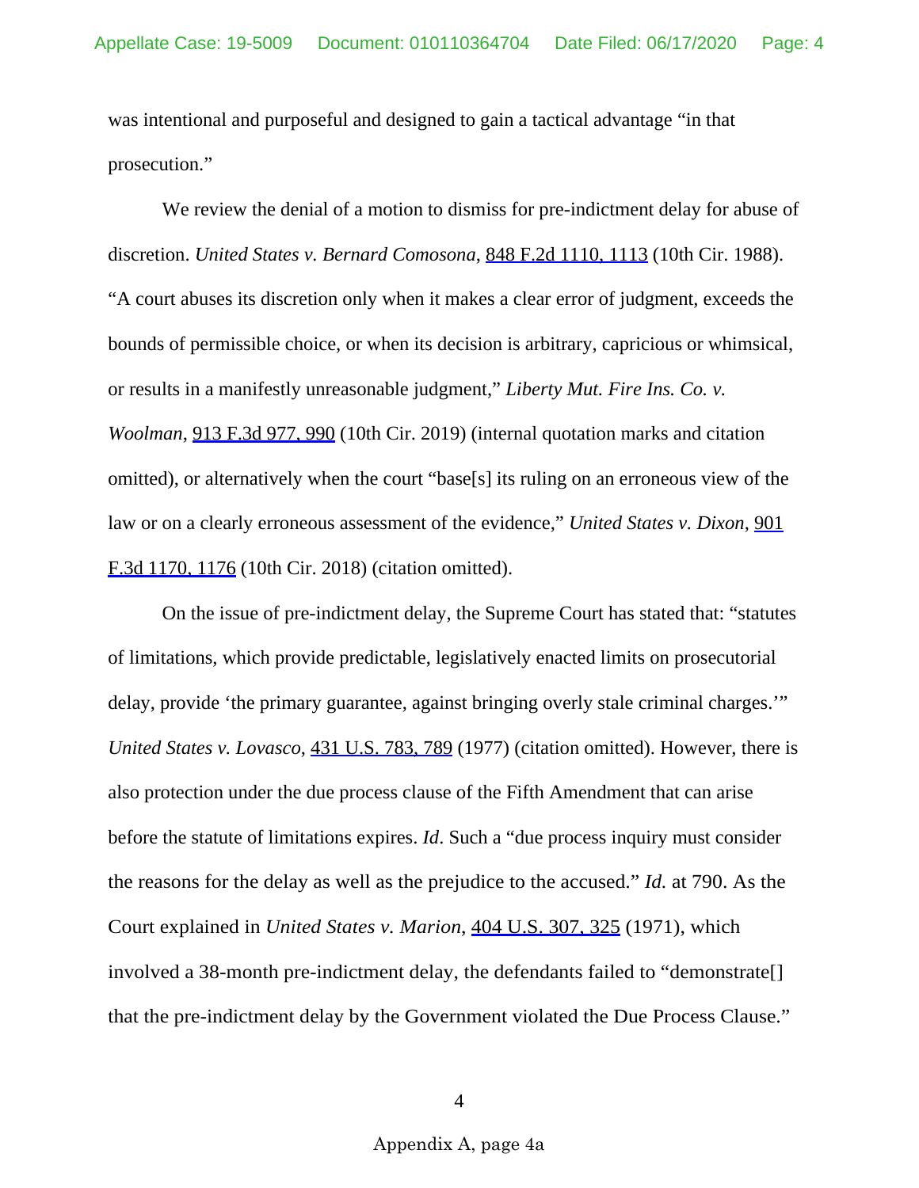was intentional and purposeful and designed to gain a tactical advantage "in that prosecution."

We review the denial of a motion to dismiss for pre-indictment delay for abuse of discretion. *United States v. Bernard Comosona*, 848 F.2d 1110, 1113 (10th Cir. 1988). "A court abuses its discretion only when it makes a clear error of judgment, exceeds the bounds of permissible choice, or when its decision is arbitrary, capricious or whimsical, or results in a manifestly unreasonable judgment," *Liberty Mut. Fire Ins. Co. v. Woolman*, 913 F.3d 977, 990 (10th Cir. 2019) (internal quotation marks and citation omitted), or alternatively when the court "base[s] its ruling on an erroneous view of the law or on a clearly erroneous assessment of the evidence," *United States v. Dixon*, 901 F.3d 1170, 1176 (10th Cir. 2018) (citation omitted).

On the issue of pre-indictment delay, the Supreme Court has stated that: "statutes of limitations, which provide predictable, legislatively enacted limits on prosecutorial delay, provide 'the primary guarantee, against bringing overly stale criminal charges.'" *United States v. Lovasco*, 431 U.S. 783, 789 (1977) (citation omitted). However, there is also protection under the due process clause of the Fifth Amendment that can arise before the statute of limitations expires. *Id*. Such a "due process inquiry must consider the reasons for the delay as well as the prejudice to the accused." *Id.* at 790. As the Court explained in *United States v. Marion*, 404 U.S. 307, 325 (1971), which involved a 38-month pre-indictment delay, the defendants failed to "demonstrate[] that the pre-indictment delay by the Government violated the Due Process Clause."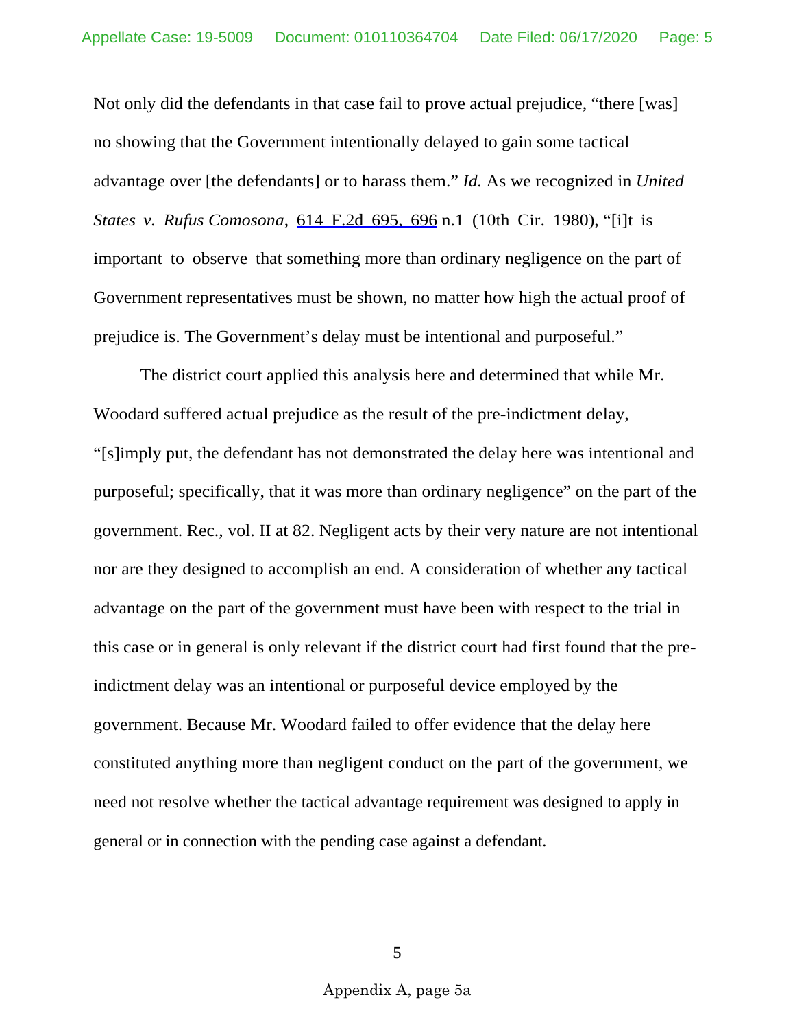Not only did the defendants in that case fail to prove actual prejudice, "there [was] no showing that the Government intentionally delayed to gain some tactical advantage over [the defendants] or to harass them." *Id.* As we recognized in *United States v. Rufus Comosona*, 614 F.2d 695, 696 n.1 (10th Cir. 1980), "[i]t is important to observe that something more than ordinary negligence on the part of Government representatives must be shown, no matter how high the actual proof of prejudice is. The Government's delay must be intentional and purposeful."

The district court applied this analysis here and determined that while Mr. Woodard suffered actual prejudice as the result of the pre-indictment delay, "[s]imply put, the defendant has not demonstrated the delay here was intentional and purposeful; specifically, that it was more than ordinary negligence" on the part of the government. Rec., vol. II at 82. Negligent acts by their very nature are not intentional nor are they designed to accomplish an end. A consideration of whether any tactical advantage on the part of the government must have been with respect to the trial in this case or in general is only relevant if the district court had first found that the pre-indictment delay was an intentional or purposeful device employed by the government. Because Mr. Woodard failed to offer evidence that the delay here constituted anything more than negligent conduct on the part of the government, we need not resolve whether the tactical advantage requirement was designed to apply in general or in connection with the pending case against a defendant.

Appendix A, page 5a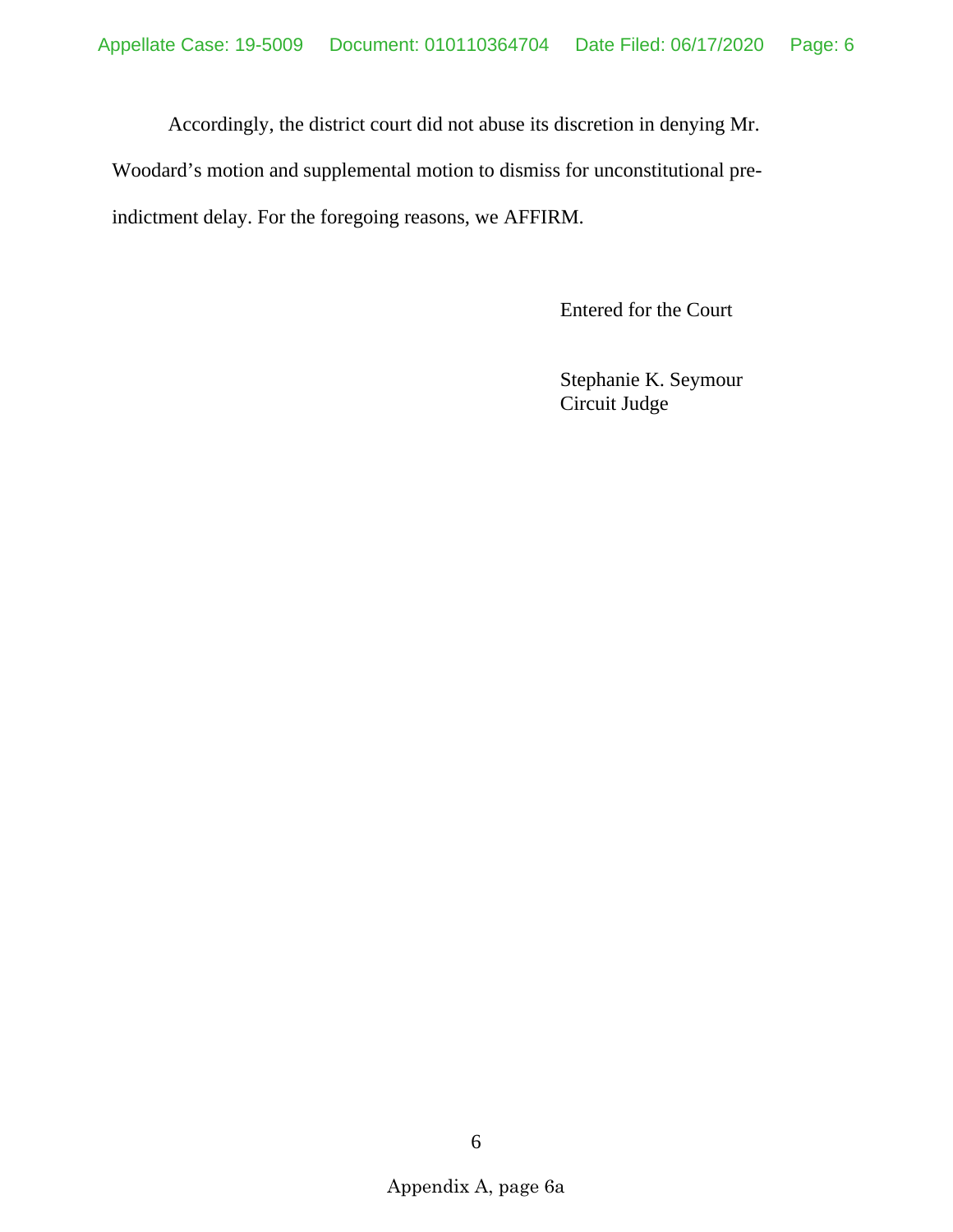Accordingly, the district court did not abuse its discretion in denying Mr. Woodard's motion and supplemental motion to dismiss for unconstitutional pre-indictment delay. For the foregoing reasons, we AFFIRM.

Entered for the Court

Stephanie K. Seymour
Circuit Judge

Appendix A, page 6a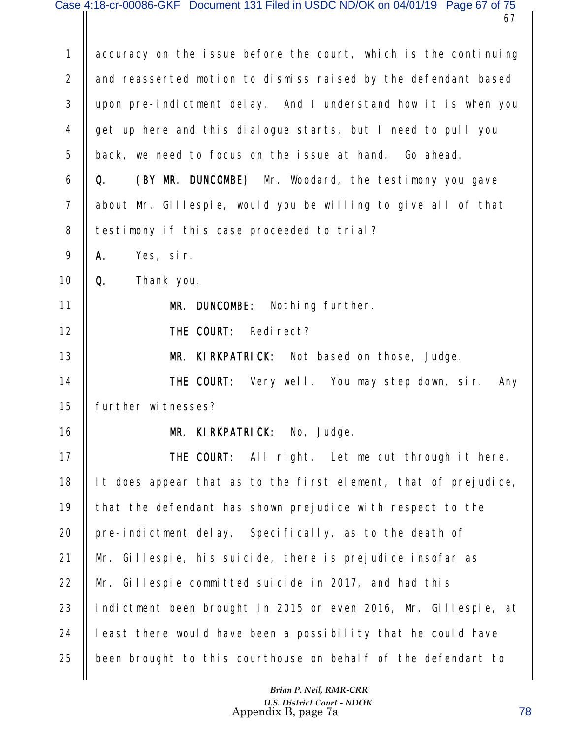accuracy on the issue before the court, which is the continuing and reasserted motion to dismiss raised by the defendant based upon pre-indictment delay. And I understand how it is when you get up here and this dialogue starts, but I need to pull you back, we need to focus on the issue at hand. Go ahead.

**Q. (BY MR. DUNCOMBE)** Mr. Woodard, the testimony you gave about Mr. Gillespie, would you be willing to give all of that testimony if this case proceeded to trial?

**A.** Yes, sir.

**Q.** Thank you.

**MR. DUNCOMBE:** Nothing further.

**THE COURT:** Redirect?

**MR. KIRKPATRICK:** Not based on those, Judge.

**THE COURT:** Very well. You may step down, sir. Any further witnesses?

**MR. KIRKPATRICK:** No, Judge.

**THE COURT:** All right. Let me cut through it here. It does appear that as to the first element, that of prejudice, that the defendant has shown prejudice with respect to the pre-indictment delay. Specifically, as to the death of Mr. Gillespie, his suicide, there is prejudice insofar as Mr. Gillespie committed suicide in 2017, and had this indictment been brought in 2015 or even 2016, Mr. Gillespie, at least there would have been a possibility that he could have been brought to this courthouse on behalf of the defendant to

*Brian P. Neil, RMR-CRR*
*U.S. District Court - NDOK*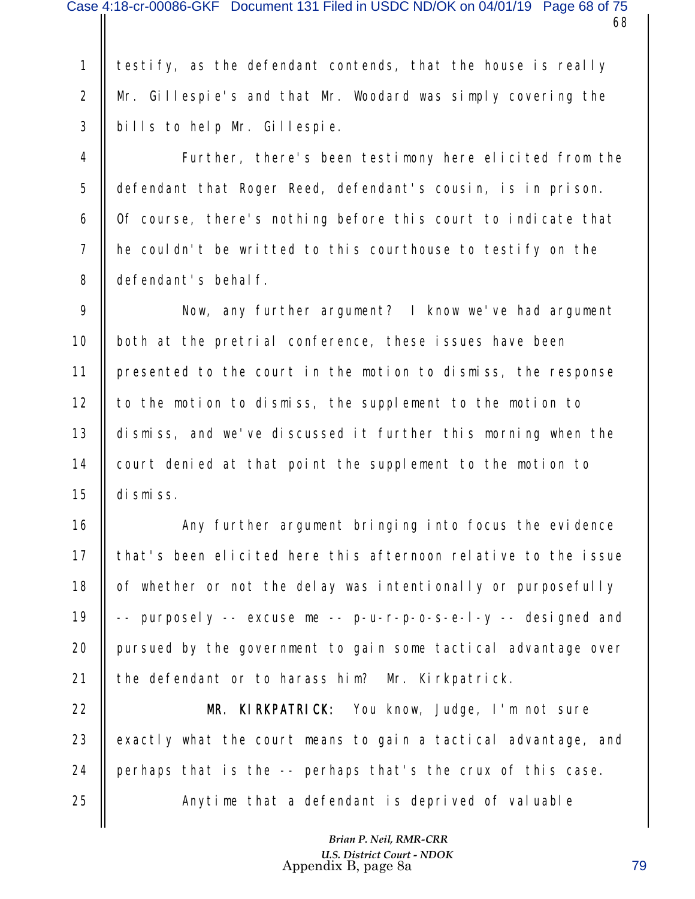testify, as the defendant contends, that the house is really Mr. Gillespie's and that Mr. Woodard was simply covering the bills to help Mr. Gillespie.

Further, there's been testimony here elicited from the defendant that Roger Reed, defendant's cousin, is in prison. Of course, there's nothing before this court to indicate that he couldn't be writted to this courthouse to testify on the defendant's behalf.

Now, any further argument? I know we've had argument both at the pretrial conference, these issues have been presented to the court in the motion to dismiss, the response to the motion to dismiss, the supplement to the motion to dismiss, and we've discussed it further this morning when the court denied at that point the supplement to the motion to dismiss.

Any further argument bringing into focus the evidence that's been elicited here this afternoon relative to the issue of whether or not the delay was intentionally or purposefully -- purposely -- excuse me -- p-u-r-p-o-s-e-l-y -- designed and pursued by the government to gain some tactical advantage over the defendant or to harass him? Mr. Kirkpatrick.

**MR. KIRKPATRICK:** You know, Judge, I'm not sure exactly what the court means to gain a tactical advantage, and perhaps that is the -- perhaps that's the crux of this case.

Anytime that a defendant is deprived of valuable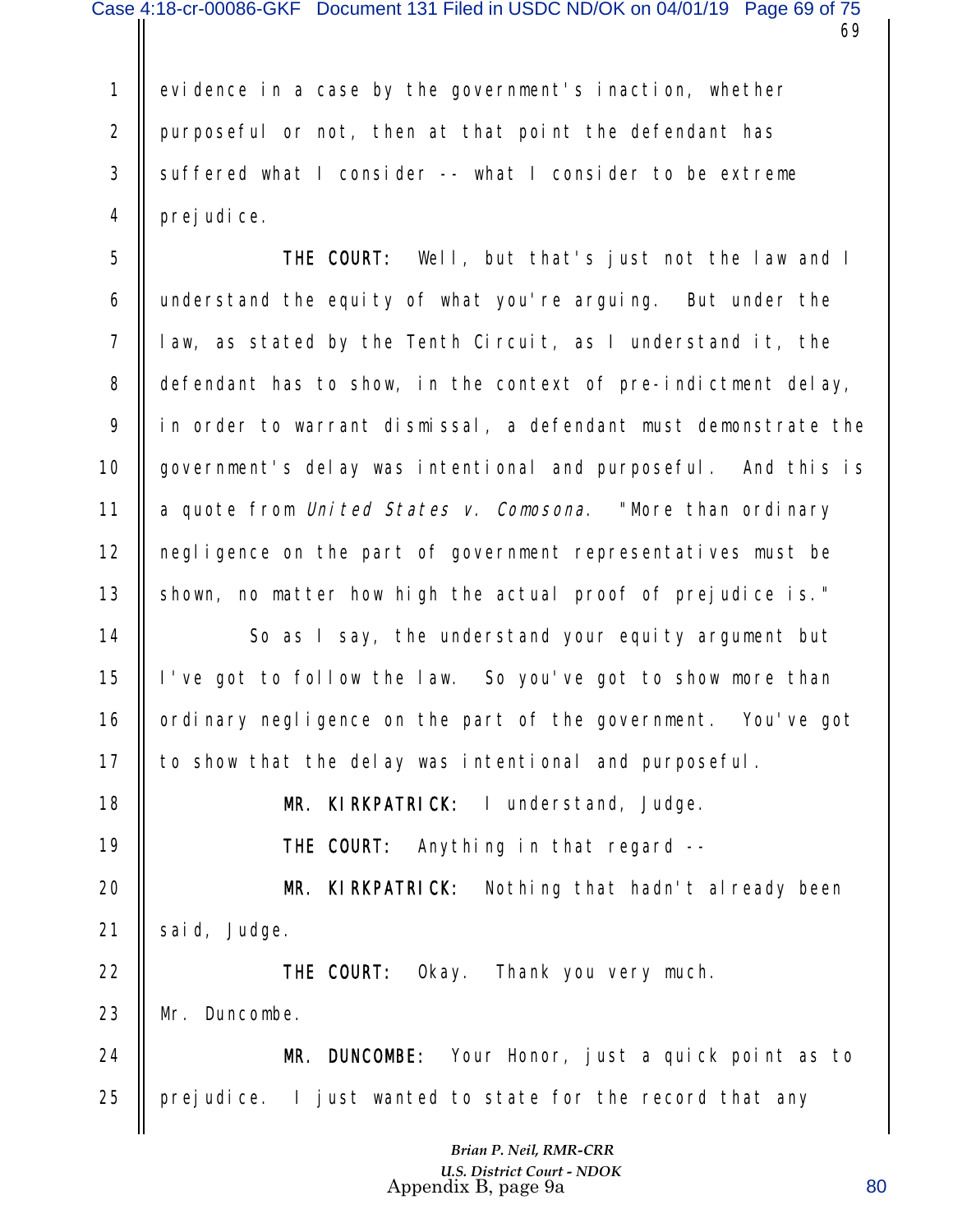evidence in a case by the government's inaction, whether purposeful or not, then at that point the defendant has suffered what I consider -- what I consider to be extreme prejudice.

**THE COURT:** Well, but that's just not the law and I understand the equity of what you're arguing. But under the law, as stated by the Tenth Circuit, as I understand it, the defendant has to show, in the context of pre-indictment delay, in order to warrant dismissal, a defendant must demonstrate the government's delay was intentional and purposeful. And this is a quote from *United States v. Comosona*. "More than ordinary negligence on the part of government representatives must be shown, no matter how high the actual proof of prejudice is."

So as I say, the understand your equity argument but I've got to follow the law. So you've got to show more than ordinary negligence on the part of the government. You've got to show that the delay was intentional and purposeful.

**MR. KIRKPATRICK:** I understand, Judge.

**THE COURT:** Anything in that regard --

**MR. KIRKPATRICK:** Nothing that hadn't already been said, Judge.

**THE COURT:** Okay. Thank you very much. Mr. Duncombe.

**MR. DUNCOMBE:** Your Honor, just a quick point as to prejudice. I just wanted to state for the record that any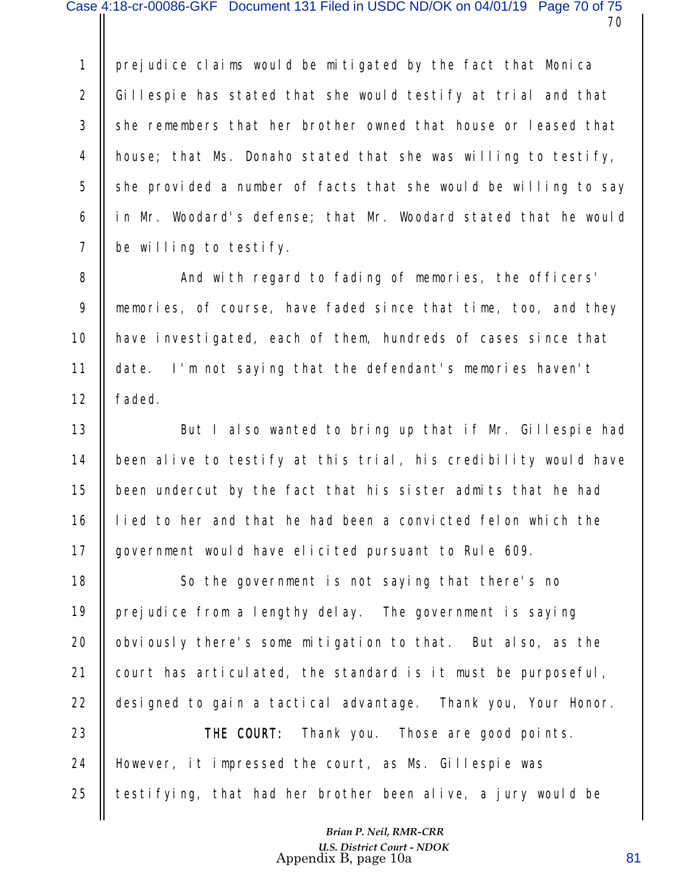prejudice claims would be mitigated by the fact that Monica Gillespie has stated that she would testify at trial and that she remembers that her brother owned that house or leased that house; that Ms. Donaho stated that she was willing to testify, she provided a number of facts that she would be willing to say in Mr. Woodard's defense; that Mr. Woodard stated that he would be willing to testify.

And with regard to fading of memories, the officers' memories, of course, have faded since that time, too, and they have investigated, each of them, hundreds of cases since that date. I'm not saying that the defendant's memories haven't faded.

But I also wanted to bring up that if Mr. Gillespie had been alive to testify at this trial, his credibility would have been undercut by the fact that his sister admits that he had lied to her and that he had been a convicted felon which the government would have elicited pursuant to Rule 609.

So the government is not saying that there's no prejudice from a lengthy delay. The government is saying obviously there's some mitigation to that. But also, as the court has articulated, the standard is it must be purposeful, designed to gain a tactical advantage. Thank you, Your Honor.

**THE COURT:** Thank you. Those are good points. However, it impressed the court, as Ms. Gillespie was testifying, that had her brother been alive, a jury would be

*Brian P. Neil, RMR-CRR*
*U.S. District Court - NDOK*

Appendix B, page 10a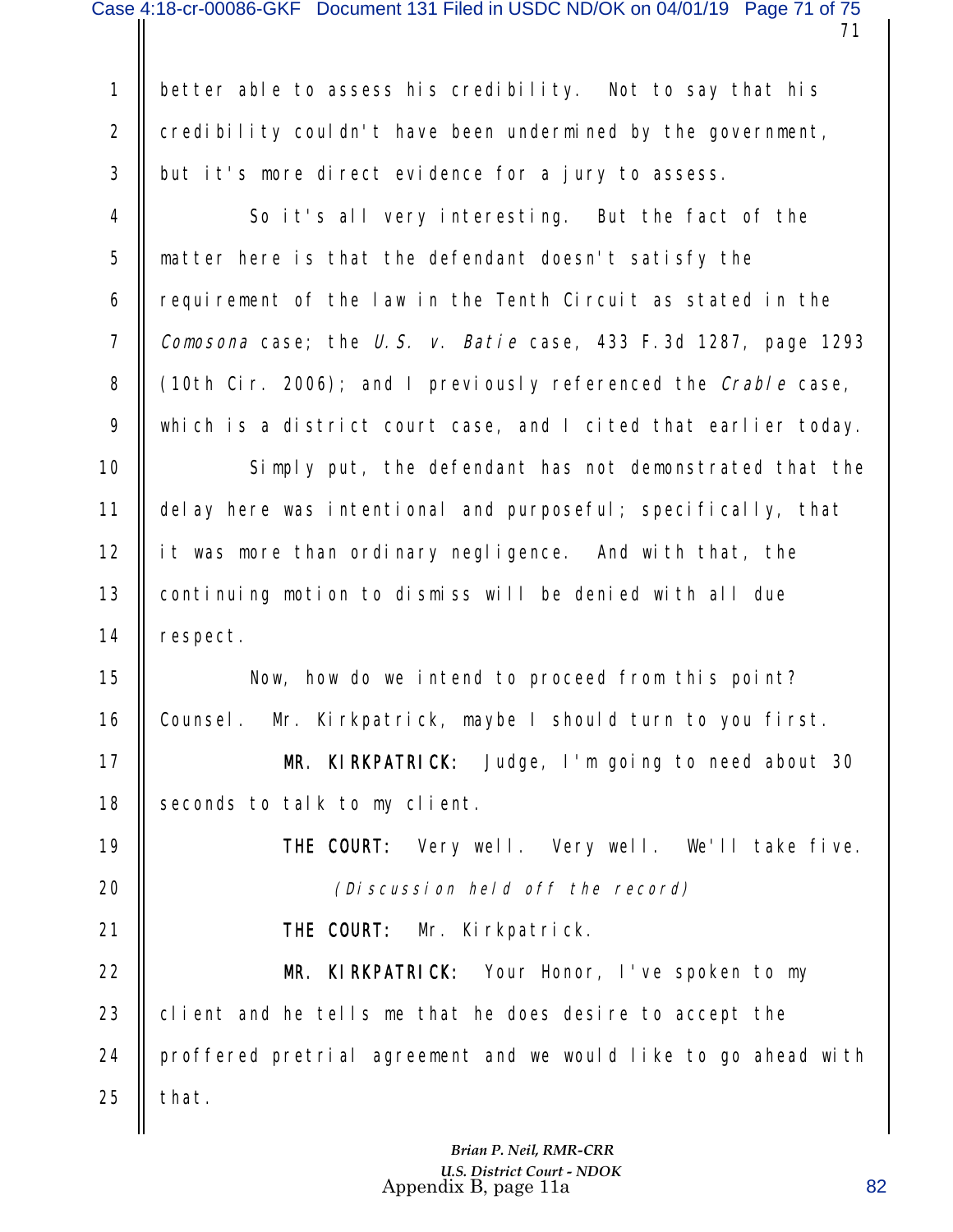better able to assess his credibility. Not to say that his credibility couldn't have been undermined by the government, but it's more direct evidence for a jury to assess.

So it's all very interesting. But the fact of the matter here is that the defendant doesn't satisfy the requirement of the law in the Tenth Circuit as stated in the *Comosona* case; the *U.S. v. Batie* case, 433 F.3d 1287, page 1293 (10th Cir. 2006); and I previously referenced the *Crable* case, which is a district court case, and I cited that earlier today.

Simply put, the defendant has not demonstrated that the delay here was intentional and purposeful; specifically, that it was more than ordinary negligence. And with that, the continuing motion to dismiss will be denied with all due respect.

Now, how do we intend to proceed from this point? Counsel. Mr. Kirkpatrick, maybe I should turn to you first.

**MR. KIRKPATRICK:** Judge, I'm going to need about 30 seconds to talk to my client.

**THE COURT:** Very well. Very well. We'll take five.

*(Discussion held off the record)*

**THE COURT:** Mr. Kirkpatrick.

**MR. KIRKPATRICK:** Your Honor, I've spoken to my client and he tells me that he does desire to accept the proffered pretrial agreement and we would like to go ahead with that.